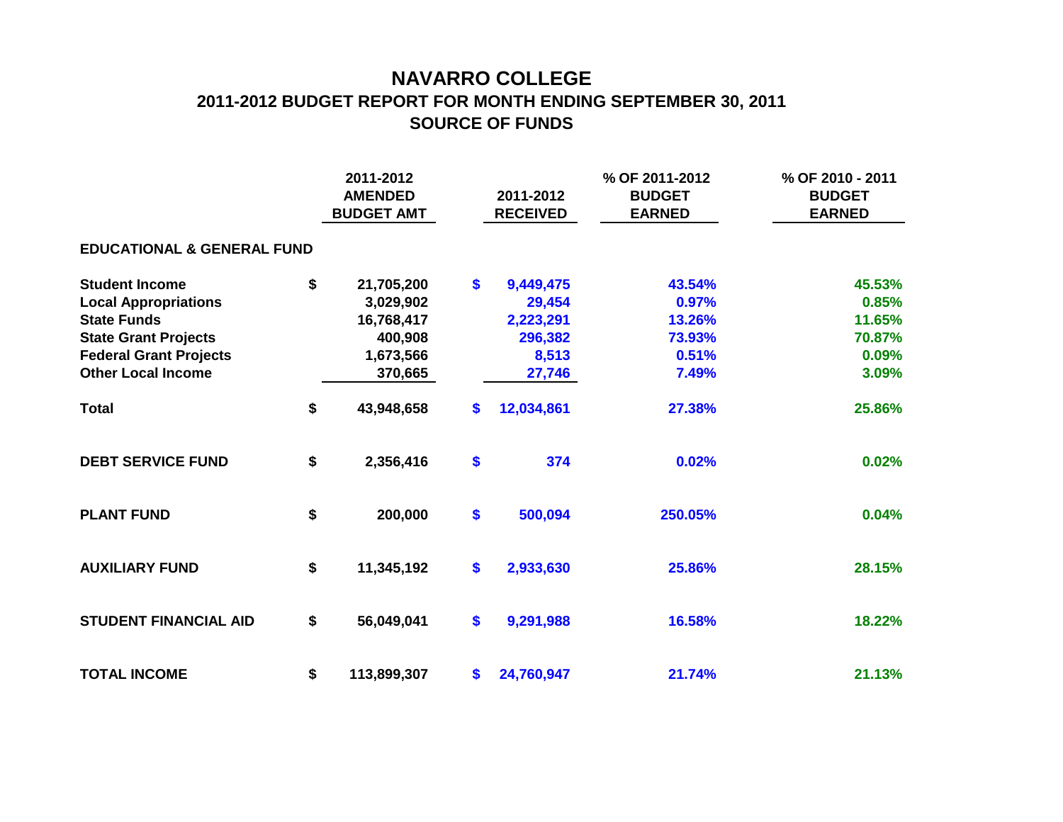# NAVARRO COLLEGE

## 2011-2012 BUDGET REPORT FOR MONTH ENDING SEPTEMBER 30, 2011

## SOURCE OF FUNDS

| | 2011-2012 AMENDED BUDGET AMT | 2011-2012 RECEIVED | % OF 2011-2012 BUDGET EARNED | % OF 2010 - 2011 BUDGET EARNED |
|---|---|---|---|---|
| **EDUCATIONAL & GENERAL FUND** | | | | |
| **Student Income** | $ 21,705,200 | $ 9,449,475 | 43.54% | 45.53% |
| **Local Appropriations** | 3,029,902 | 29,454 | 0.97% | 0.85% |
| **State Funds** | 16,768,417 | 2,223,291 | 13.26% | 11.65% |
| **State Grant Projects** | 400,908 | 296,382 | 73.93% | 70.87% |
| **Federal Grant Projects** | 1,673,566 | 8,513 | 0.51% | 0.09% |
| **Other Local Income** | 370,665 | 27,746 | 7.49% | 3.09% |
| **Total** | $ 43,948,658 | $ 12,034,861 | 27.38% | 25.86% |
| **DEBT SERVICE FUND** | $ 2,356,416 | $ 374 | 0.02% | 0.02% |
| **PLANT FUND** | $ 200,000 | $ 500,094 | 250.05% | 0.04% |
| **AUXILIARY FUND** | $ 11,345,192 | $ 2,933,630 | 25.86% | 28.15% |
| **STUDENT FINANCIAL AID** | $ 56,049,041 | $ 9,291,988 | 16.58% | 18.22% |
| **TOTAL INCOME** | $ 113,899,307 | $ 24,760,947 | 21.74% | 21.13% |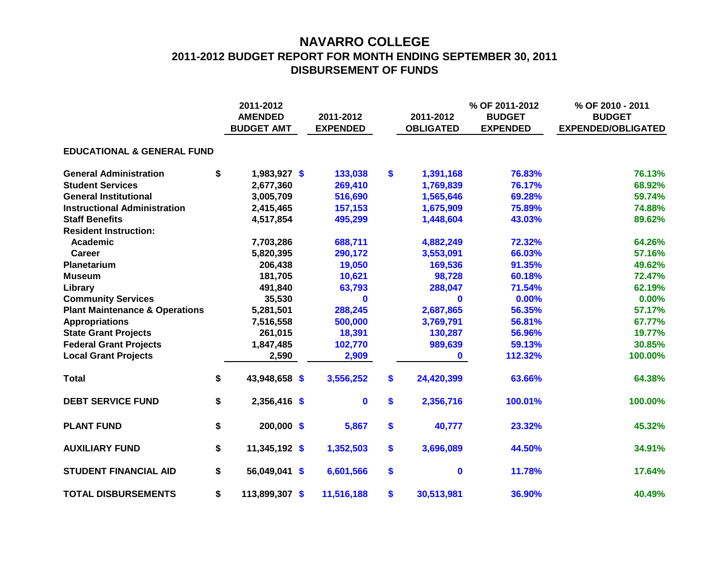# NAVARRO COLLEGE
## 2011-2012 BUDGET REPORT FOR MONTH ENDING SEPTEMBER 30, 2011
## DISBURSEMENT OF FUNDS

| | 2011-2012 AMENDED BUDGET AMT | 2011-2012 EXPENDED | 2011-2012 OBLIGATED | % OF 2011-2012 BUDGET EXPENDED | % OF 2010 - 2011 BUDGET EXPENDED/OBLIGATED |
|---|---|---|---|---|---|
| **EDUCATIONAL & GENERAL FUND** | | | | | |
| General Administration | $ 1,983,927 | $ 133,038 | $ 1,391,168 | 76.83% | 76.13% |
| Student Services | 2,677,360 | 269,410 | 1,769,839 | 76.17% | 68.92% |
| General Institutional | 3,005,709 | 516,690 | 1,565,646 | 69.28% | 59.74% |
| Instructional Administration | 2,415,465 | 157,153 | 1,675,909 | 75.89% | 74.88% |
| Staff Benefits | 4,517,854 | 495,299 | 1,448,604 | 43.03% | 89.62% |
| Resident Instruction: | | | | | |
| Academic | 7,703,286 | 688,711 | 4,882,249 | 72.32% | 64.26% |
| Career | 5,820,395 | 290,172 | 3,553,091 | 66.03% | 57.16% |
| Planetarium | 206,438 | 19,050 | 169,536 | 91.35% | 49.62% |
| Museum | 181,705 | 10,621 | 98,728 | 60.18% | 72.47% |
| Library | 491,840 | 63,793 | 288,047 | 71.54% | 62.19% |
| Community Services | 35,530 | 0 | 0 | 0.00% | 0.00% |
| Plant Maintenance & Operations | 5,281,501 | 288,245 | 2,687,865 | 56.35% | 57.17% |
| Appropriations | 7,516,558 | 500,000 | 3,769,791 | 56.81% | 67.77% |
| State Grant Projects | 261,015 | 18,391 | 130,287 | 56.96% | 19.77% |
| Federal Grant Projects | 1,847,485 | 102,770 | 989,639 | 59.13% | 30.85% |
| Local Grant Projects | 2,590 | 2,909 | 0 | 112.32% | 100.00% |
| **Total** | $ 43,948,658 | $ 3,556,252 | $ 24,420,399 | 63.66% | 64.38% |
| **DEBT SERVICE FUND** | $ 2,356,416 | $ 0 | $ 2,356,716 | 100.01% | 100.00% |
| **PLANT FUND** | $ 200,000 | $ 5,867 | $ 40,777 | 23.32% | 45.32% |
| **AUXILIARY FUND** | $ 11,345,192 | $ 1,352,503 | $ 3,696,089 | 44.50% | 34.91% |
| **STUDENT FINANCIAL AID** | $ 56,049,041 | $ 6,601,566 | $ 0 | 11.78% | 17.64% |
| **TOTAL DISBURSEMENTS** | $ 113,899,307 | $ 11,516,188 | $ 30,513,981 | 36.90% | 40.49% |